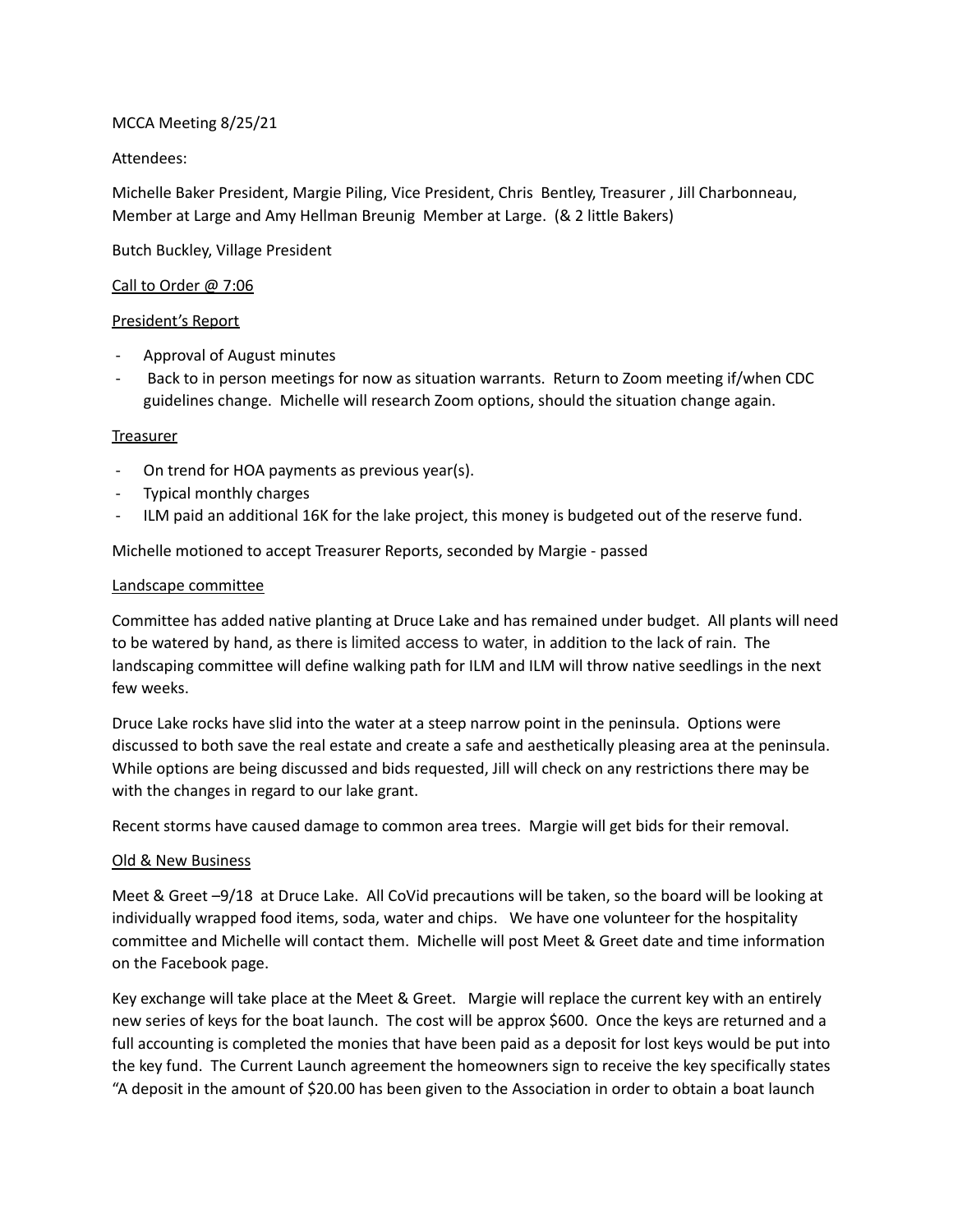MCCA Meeting 8/25/21

Attendees:

Michelle Baker President, Margie Piling, Vice President, Chris Bentley, Treasurer , Jill Charbonneau, Member at Large and Amy Hellman Breunig Member at Large. (& 2 little Bakers)

Butch Buckley, Village President

<u>Call to Order @ 7:06</u>

<u>President's Report</u>

- Approval of August minutes
- Back to in person meetings for now as situation warrants. Return to Zoom meeting if/when CDC guidelines change. Michelle will research Zoom options, should the situation change again.

<u>Treasurer</u>

- On trend for HOA payments as previous year(s).
- Typical monthly charges
- ILM paid an additional 16K for the lake project, this money is budgeted out of the reserve fund.

Michelle motioned to accept Treasurer Reports, seconded by Margie - passed

<u>Landscape committee</u>

Committee has added native planting at Druce Lake and has remained under budget. All plants will need to be watered by hand, as there is limited access to water, in addition to the lack of rain. The landscaping committee will define walking path for ILM and ILM will throw native seedlings in the next few weeks.

Druce Lake rocks have slid into the water at a steep narrow point in the peninsula. Options were discussed to both save the real estate and create a safe and aesthetically pleasing area at the peninsula. While options are being discussed and bids requested, Jill will check on any restrictions there may be with the changes in regard to our lake grant.

Recent storms have caused damage to common area trees. Margie will get bids for their removal.

<u>Old & New Business</u>

Meet & Greet –9/18 at Druce Lake. All CoVid precautions will be taken, so the board will be looking at individually wrapped food items, soda, water and chips. We have one volunteer for the hospitality committee and Michelle will contact them. Michelle will post Meet & Greet date and time information on the Facebook page.

Key exchange will take place at the Meet & Greet. Margie will replace the current key with an entirely new series of keys for the boat launch. The cost will be approx $600. Once the keys are returned and a full accounting is completed the monies that have been paid as a deposit for lost keys would be put into the key fund. The Current Launch agreement the homeowners sign to receive the key specifically states "A deposit in the amount of $20.00 has been given to the Association in order to obtain a boat launch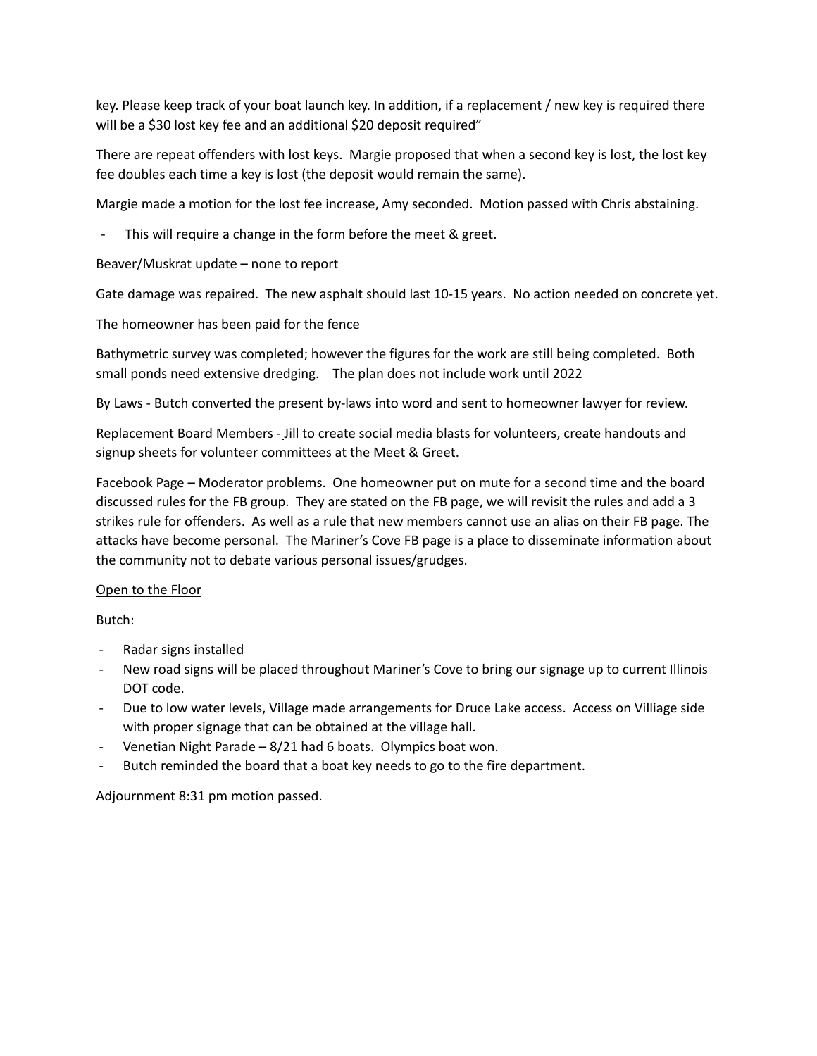key. Please keep track of your boat launch key. In addition, if a replacement / new key is required there will be a $30 lost key fee and an additional $20 deposit required"

There are repeat offenders with lost keys. Margie proposed that when a second key is lost, the lost key fee doubles each time a key is lost (the deposit would remain the same).

Margie made a motion for the lost fee increase, Amy seconded. Motion passed with Chris abstaining.

- This will require a change in the form before the meet & greet.

Beaver/Muskrat update – none to report

Gate damage was repaired. The new asphalt should last 10-15 years. No action needed on concrete yet.

The homeowner has been paid for the fence

Bathymetric survey was completed; however the figures for the work are still being completed. Both small ponds need extensive dredging. The plan does not include work until 2022

By Laws - Butch converted the present by-laws into word and sent to homeowner lawyer for review.

Replacement Board Members - Jill to create social media blasts for volunteers, create handouts and signup sheets for volunteer committees at the Meet & Greet.

Facebook Page – Moderator problems. One homeowner put on mute for a second time and the board discussed rules for the FB group. They are stated on the FB page, we will revisit the rules and add a 3 strikes rule for offenders. As well as a rule that new members cannot use an alias on their FB page. The attacks have become personal. The Mariner's Cove FB page is a place to disseminate information about the community not to debate various personal issues/grudges.

<u>Open to the Floor</u>

Butch:

- Radar signs installed
- New road signs will be placed throughout Mariner's Cove to bring our signage up to current Illinois DOT code.
- Due to low water levels, Village made arrangements for Druce Lake access. Access on Villiage side with proper signage that can be obtained at the village hall.
- Venetian Night Parade – 8/21 had 6 boats. Olympics boat won.
- Butch reminded the board that a boat key needs to go to the fire department.

Adjournment 8:31 pm motion passed.